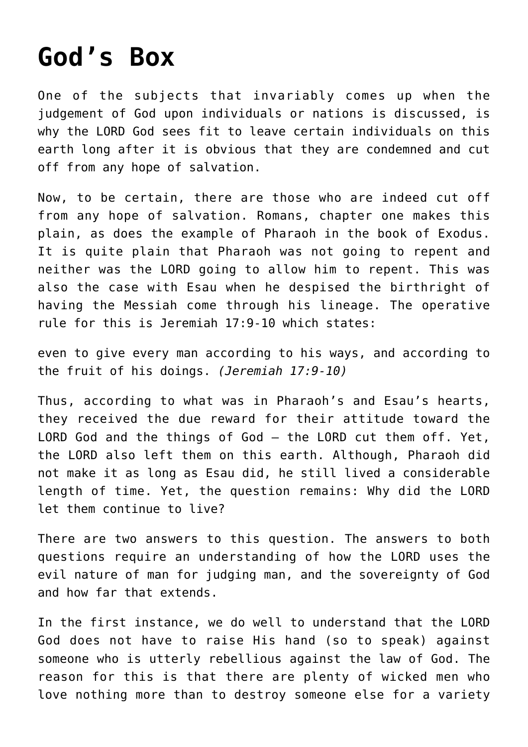# God's Box

One of the subjects that invariably comes up when the judgement of God upon individuals or nations is discussed, is why the LORD God sees fit to leave certain individuals on this earth long after it is obvious that they are condemned and cut off from any hope of salvation.

Now, to be certain, there are those who are indeed cut off from any hope of salvation. Romans, chapter one makes this plain, as does the example of Pharaoh in the book of Exodus. It is quite plain that Pharaoh was not going to repent and neither was the LORD going to allow him to repent. This was also the case with Esau when he despised the birthright of having the Messiah come through his lineage. The operative rule for this is Jeremiah 17:9-10 which states:

even to give every man according to his ways, and according to the fruit of his doings. *(Jeremiah 17:9-10)*

Thus, according to what was in Pharaoh's and Esau's hearts, they received the due reward for their attitude toward the LORD God and the things of God – the LORD cut them off. Yet, the LORD also left them on this earth. Although, Pharaoh did not make it as long as Esau did, he still lived a considerable length of time. Yet, the question remains: Why did the LORD let them continue to live?

There are two answers to this question. The answers to both questions require an understanding of how the LORD uses the evil nature of man for judging man, and the sovereignty of God and how far that extends.

In the first instance, we do well to understand that the LORD God does not have to raise His hand (so to speak) against someone who is utterly rebellious against the law of God. The reason for this is that there are plenty of wicked men who love nothing more than to destroy someone else for a variety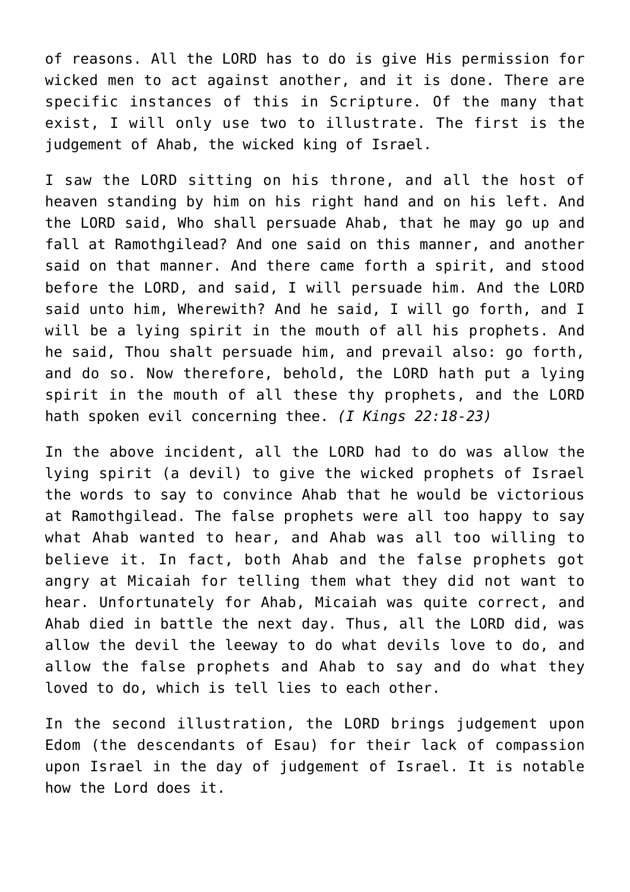of reasons. All the LORD has to do is give His permission for wicked men to act against another, and it is done. There are specific instances of this in Scripture. Of the many that exist, I will only use two to illustrate. The first is the judgement of Ahab, the wicked king of Israel.

I saw the LORD sitting on his throne, and all the host of heaven standing by him on his right hand and on his left. And the LORD said, Who shall persuade Ahab, that he may go up and fall at Ramothgilead? And one said on this manner, and another said on that manner. And there came forth a spirit, and stood before the LORD, and said, I will persuade him. And the LORD said unto him, Wherewith? And he said, I will go forth, and I will be a lying spirit in the mouth of all his prophets. And he said, Thou shalt persuade him, and prevail also: go forth, and do so. Now therefore, behold, the LORD hath put a lying spirit in the mouth of all these thy prophets, and the LORD hath spoken evil concerning thee. *(I Kings 22:18-23)*

In the above incident, all the LORD had to do was allow the lying spirit (a devil) to give the wicked prophets of Israel the words to say to convince Ahab that he would be victorious at Ramothgilead. The false prophets were all too happy to say what Ahab wanted to hear, and Ahab was all too willing to believe it. In fact, both Ahab and the false prophets got angry at Micaiah for telling them what they did not want to hear. Unfortunately for Ahab, Micaiah was quite correct, and Ahab died in battle the next day. Thus, all the LORD did, was allow the devil the leeway to do what devils love to do, and allow the false prophets and Ahab to say and do what they loved to do, which is tell lies to each other.

In the second illustration, the LORD brings judgement upon Edom (the descendants of Esau) for their lack of compassion upon Israel in the day of judgement of Israel. It is notable how the Lord does it.